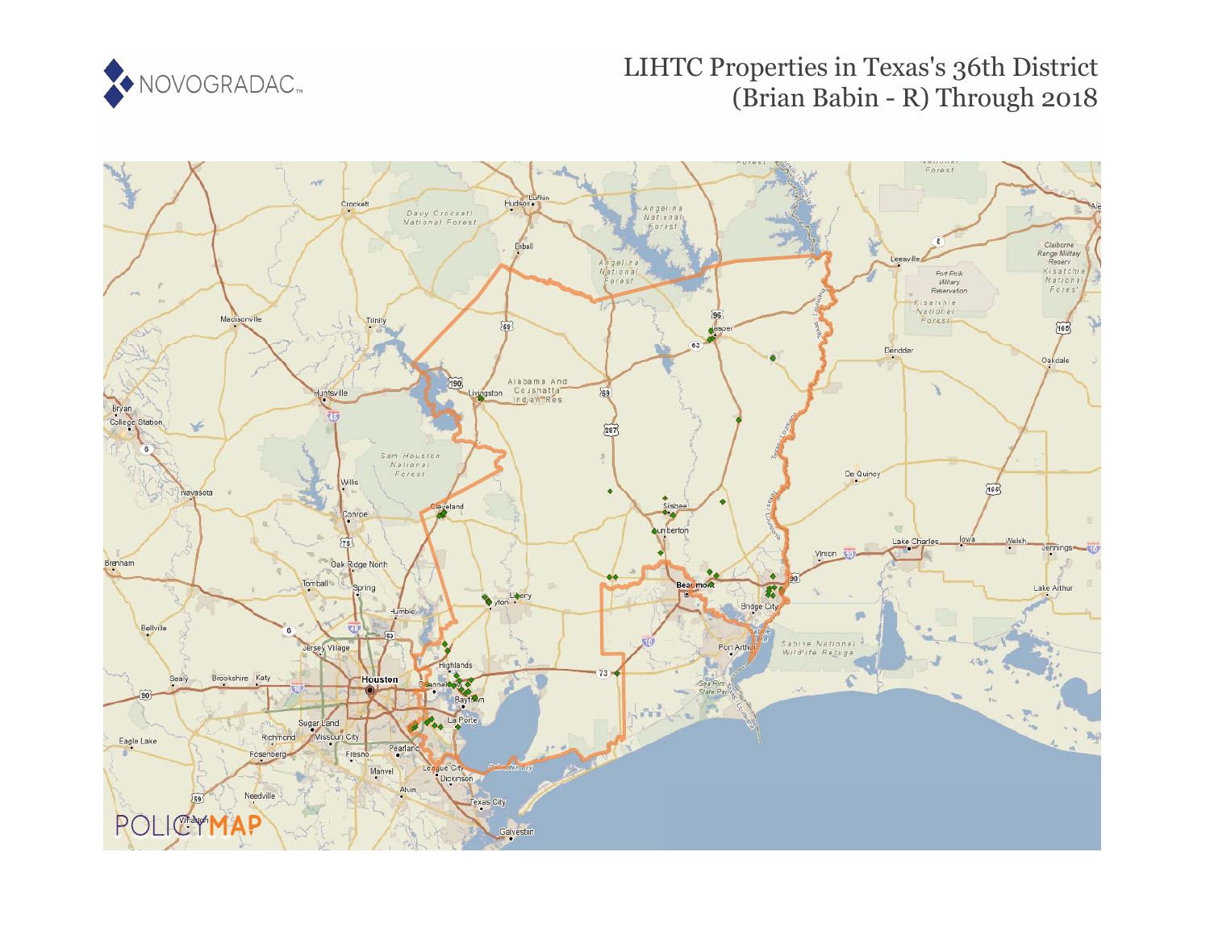# LIHTC Properties in Texas's 36th District (Brian Babin - R) Through 2018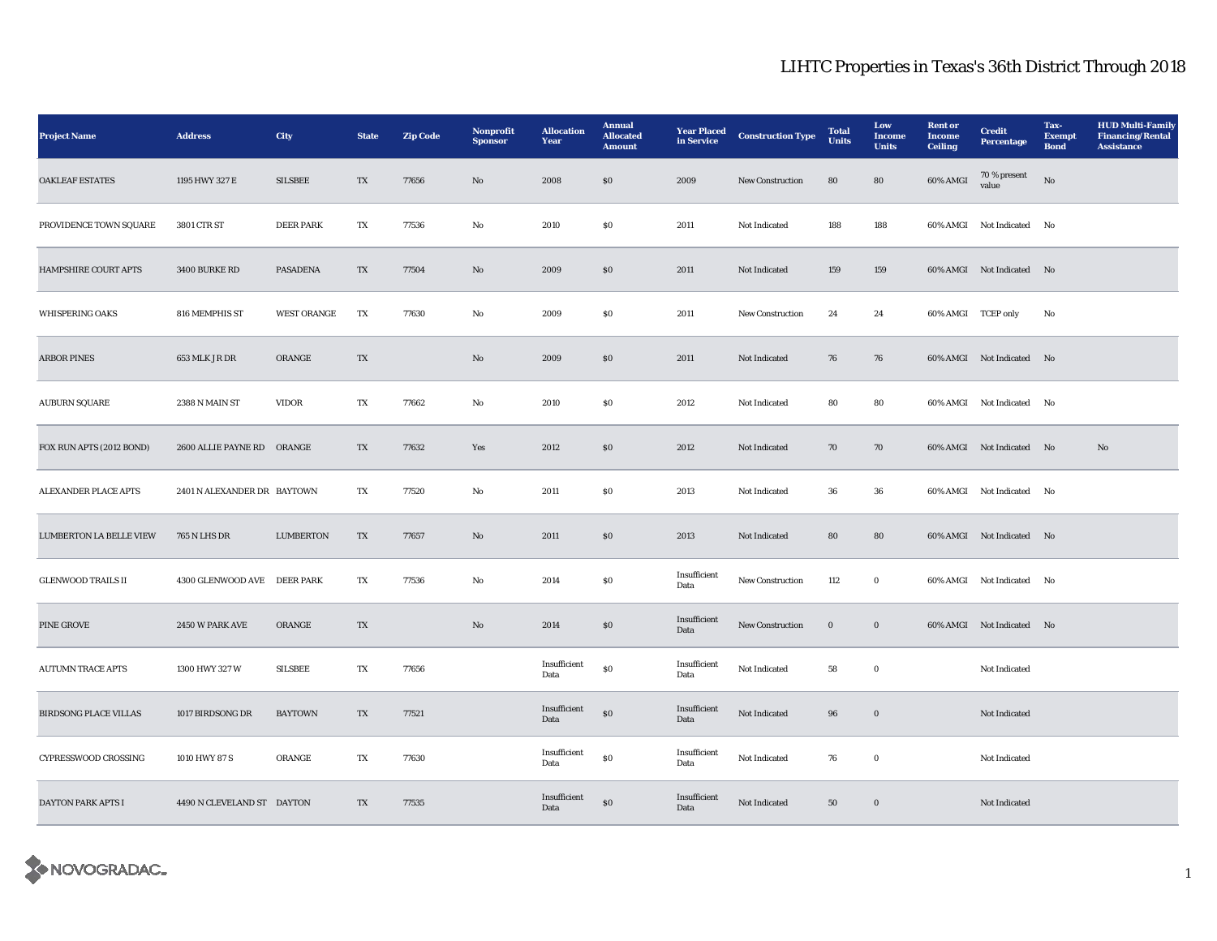# LIHTC Properties in Texas's 36th District Through 2018

| Project Name | Address | City | State | Zip Code | Nonprofit Sponsor | Allocation Year | Annual Allocated Amount | Year Placed in Service | Construction Type | Total Units | Low Income Units | Rent or Income Ceiling | Credit Percentage | Tax-Exempt Bond | HUD Multi-Family Financing/Rental Assistance |
|---|---|---|---|---|---|---|---|---|---|---|---|---|---|---|---|
| OAKLEAF ESTATES | 1195 HWY 327 E | SILSBEE | TX | 77656 | No | 2008 | $0 | 2009 | New Construction | 80 | 80 | 60% AMGI | 70 % present value | No | |
| PROVIDENCE TOWN SQUARE | 3801 CTR ST | DEER PARK | TX | 77536 | No | 2010 | $0 | 2011 | Not Indicated | 188 | 188 | 60% AMGI | Not Indicated | No | |
| HAMPSHIRE COURT APTS | 3400 BURKE RD | PASADENA | TX | 77504 | No | 2009 | $0 | 2011 | Not Indicated | 159 | 159 | 60% AMGI | Not Indicated | No | |
| WHISPERING OAKS | 816 MEMPHIS ST | WEST ORANGE | TX | 77630 | No | 2009 | $0 | 2011 | New Construction | 24 | 24 | 60% AMGI | TCEP only | No | |
| ARBOR PINES | 653 MLK J R DR | ORANGE | TX | | No | 2009 | $0 | 2011 | Not Indicated | 76 | 76 | 60% AMGI | Not Indicated | No | |
| AUBURN SQUARE | 2388 N MAIN ST | VIDOR | TX | 77662 | No | 2010 | $0 | 2012 | Not Indicated | 80 | 80 | 60% AMGI | Not Indicated | No | |
| FOX RUN APTS (2012 BOND) | 2600 ALLIE PAYNE RD | ORANGE | TX | 77632 | Yes | 2012 | $0 | 2012 | Not Indicated | 70 | 70 | 60% AMGI | Not Indicated | No | No |
| ALEXANDER PLACE APTS | 2401 N ALEXANDER DR | BAYTOWN | TX | 77520 | No | 2011 | $0 | 2013 | Not Indicated | 36 | 36 | 60% AMGI | Not Indicated | No | |
| LUMBERTON LA BELLE VIEW | 765 N LHS DR | LUMBERTON | TX | 77657 | No | 2011 | $0 | 2013 | Not Indicated | 80 | 80 | 60% AMGI | Not Indicated | No | |
| GLENWOOD TRAILS II | 4300 GLENWOOD AVE | DEER PARK | TX | 77536 | No | 2014 | $0 | Insufficient Data | New Construction | 112 | 0 | 60% AMGI | Not Indicated | No | |
| PINE GROVE | 2450 W PARK AVE | ORANGE | TX | | No | 2014 | $0 | Insufficient Data | New Construction | 0 | 0 | 60% AMGI | Not Indicated | No | |
| AUTUMN TRACE APTS | 1300 HWY 327 W | SILSBEE | TX | 77656 | | Insufficient Data | $0 | Insufficient Data | Not Indicated | 58 | 0 | | Not Indicated | | |
| BIRDSONG PLACE VILLAS | 1017 BIRDSONG DR | BAYTOWN | TX | 77521 | | Insufficient Data | $0 | Insufficient Data | Not Indicated | 96 | 0 | | Not Indicated | | |
| CYPRESSWOOD CROSSING | 1010 HWY 87 S | ORANGE | TX | 77630 | | Insufficient Data | $0 | Insufficient Data | Not Indicated | 76 | 0 | | Not Indicated | | |
| DAYTON PARK APTS I | 4490 N CLEVELAND ST | DAYTON | TX | 77535 | | Insufficient Data | $0 | Insufficient Data | Not Indicated | 50 | 0 | | Not Indicated | | |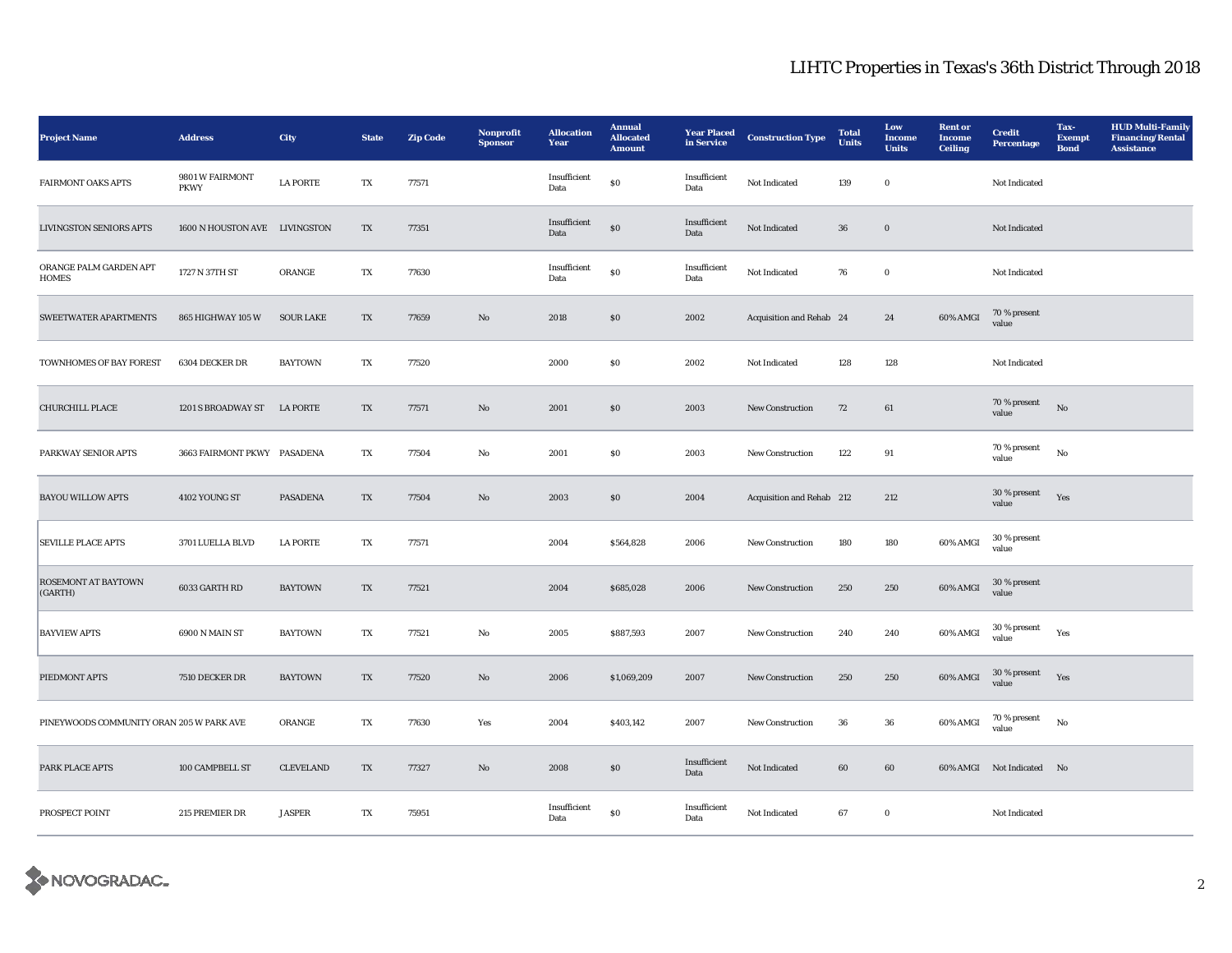## LIHTC Properties in Texas's 36th District Through 2018

| Project Name | Address | City | State | Zip Code | Nonprofit Sponsor | Allocation Year | Annual Allocated Amount | Year Placed in Service | Construction Type | Total Units | Low Income Units | Rent or Income Ceiling | Credit Percentage | Tax-Exempt Bond | HUD Multi-Family Financing/Rental Assistance |
|---|---|---|---|---|---|---|---|---|---|---|---|---|---|---|---|
| FAIRMONT OAKS APTS | 9801 W FAIRMONT PKWY | LA PORTE | TX | 77571 | | Insufficient Data | $0 | Insufficient Data | Not Indicated | 139 | 0 | | Not Indicated | | |
| LIVINGSTON SENIORS APTS | 1600 N HOUSTON AVE | LIVINGSTON | TX | 77351 | | Insufficient Data | $0 | Insufficient Data | Not Indicated | 36 | 0 | | Not Indicated | | |
| ORANGE PALM GARDEN APT HOMES | 1727 N 37TH ST | ORANGE | TX | 77630 | | Insufficient Data | $0 | Insufficient Data | Not Indicated | 76 | 0 | | Not Indicated | | |
| SWEETWATER APARTMENTS | 865 HIGHWAY 105 W | SOUR LAKE | TX | 77659 | No | 2018 | $0 | 2002 | Acquisition and Rehab | 24 | 24 | 60% AMGI | 70 % present value | | |
| TOWNHOMES OF BAY FOREST | 6304 DECKER DR | BAYTOWN | TX | 77520 | | 2000 | $0 | 2002 | Not Indicated | 128 | 128 | | Not Indicated | | |
| CHURCHILL PLACE | 1201 S BROADWAY ST | LA PORTE | TX | 77571 | No | 2001 | $0 | 2003 | New Construction | 72 | 61 | | 70 % present value | No | |
| PARKWAY SENIOR APTS | 3663 FAIRMONT PKWY | PASADENA | TX | 77504 | No | 2001 | $0 | 2003 | New Construction | 122 | 91 | | 70 % present value | No | |
| BAYOU WILLOW APTS | 4102 YOUNG ST | PASADENA | TX | 77504 | No | 2003 | $0 | 2004 | Acquisition and Rehab | 212 | 212 | | 30 % present value | Yes | |
| SEVILLE PLACE APTS | 3701 LUELLA BLVD | LA PORTE | TX | 77571 | | 2004 | $564,828 | 2006 | New Construction | 180 | 180 | 60% AMGI | 30 % present value | | |
| ROSEMONT AT BAYTOWN (GARTH) | 6033 GARTH RD | BAYTOWN | TX | 77521 | | 2004 | $685,028 | 2006 | New Construction | 250 | 250 | 60% AMGI | 30 % present value | | |
| BAYVIEW APTS | 6900 N MAIN ST | BAYTOWN | TX | 77521 | No | 2005 | $887,593 | 2007 | New Construction | 240 | 240 | 60% AMGI | 30 % present value | Yes | |
| PIEDMONT APTS | 7510 DECKER DR | BAYTOWN | TX | 77520 | No | 2006 | $1,069,209 | 2007 | New Construction | 250 | 250 | 60% AMGI | 30 % present value | Yes | |
| PINEYWOODS COMMUNITY ORAN | 205 W PARK AVE | ORANGE | TX | 77630 | Yes | 2004 | $403,142 | 2007 | New Construction | 36 | 36 | 60% AMGI | 70 % present value | No | |
| PARK PLACE APTS | 100 CAMPBELL ST | CLEVELAND | TX | 77327 | No | 2008 | $0 | Insufficient Data | Not Indicated | 60 | 60 | 60% AMGI | Not Indicated | No | |
| PROSPECT POINT | 215 PREMIER DR | JASPER | TX | 75951 | | Insufficient Data | $0 | Insufficient Data | Not Indicated | 67 | 0 | | Not Indicated | | |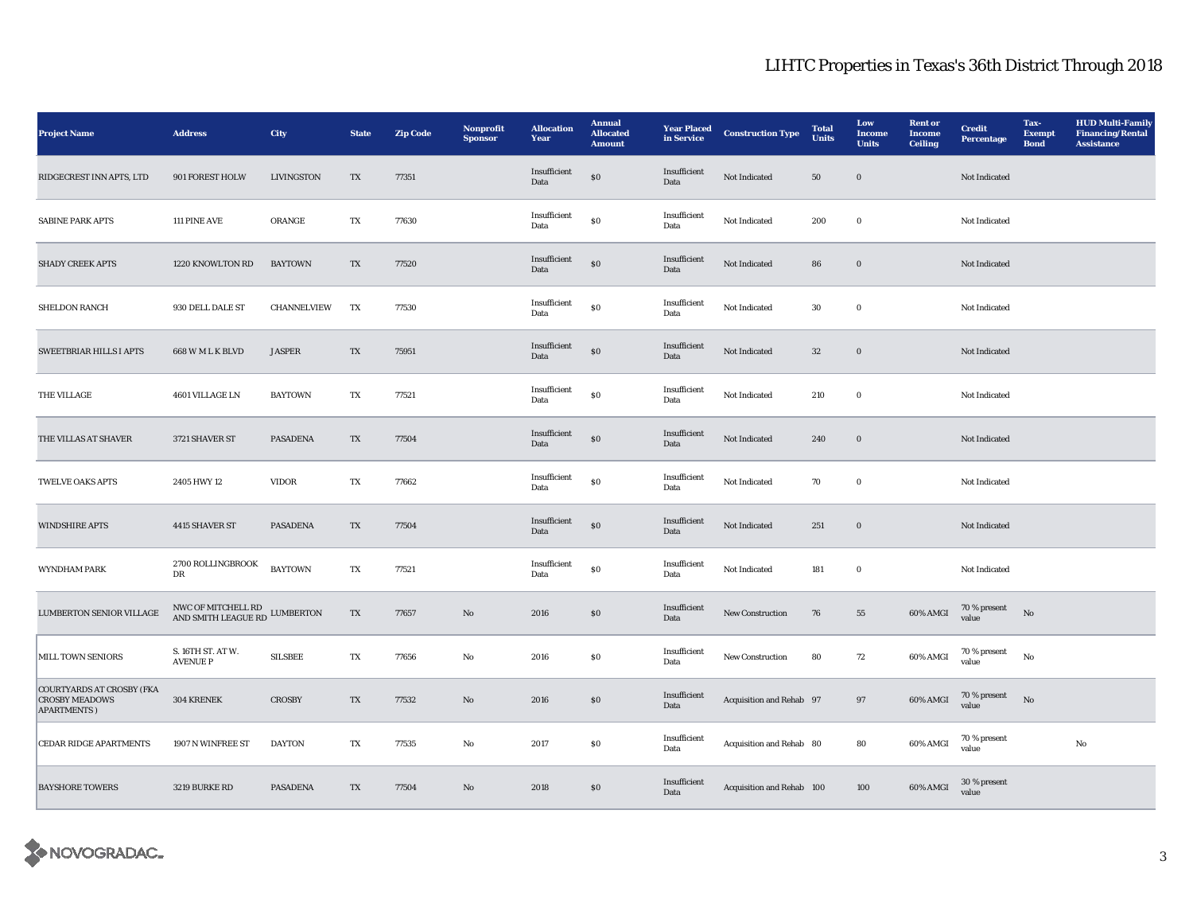# LIHTC Properties in Texas's 36th District Through 2018

| Project Name | Address | City | State | Zip Code | Nonprofit Sponsor | Allocation Year | Annual Allocated Amount | Year Placed in Service | Construction Type | Total Units | Low Income Units | Rent or Income Ceiling | Credit Percentage | Tax-Exempt Bond | HUD Multi-Family Financing/Rental Assistance |
|---|---|---|---|---|---|---|---|---|---|---|---|---|---|---|---|
| RIDGECREST INN APTS, LTD | 901 FOREST HOLW | LIVINGSTON | TX | 77351 | | Insufficient Data | $0 | Insufficient Data | Not Indicated | 50 | 0 | | Not Indicated | | |
| SABINE PARK APTS | 111 PINE AVE | ORANGE | TX | 77630 | | Insufficient Data | $0 | Insufficient Data | Not Indicated | 200 | 0 | | Not Indicated | | |
| SHADY CREEK APTS | 1220 KNOWLTON RD | BAYTOWN | TX | 77520 | | Insufficient Data | $0 | Insufficient Data | Not Indicated | 86 | 0 | | Not Indicated | | |
| SHELDON RANCH | 930 DELL DALE ST | CHANNELVIEW | TX | 77530 | | Insufficient Data | $0 | Insufficient Data | Not Indicated | 30 | 0 | | Not Indicated | | |
| SWEETBRIAR HILLS I APTS | 668 W M L K BLVD | JASPER | TX | 75951 | | Insufficient Data | $0 | Insufficient Data | Not Indicated | 32 | 0 | | Not Indicated | | |
| THE VILLAGE | 4601 VILLAGE LN | BAYTOWN | TX | 77521 | | Insufficient Data | $0 | Insufficient Data | Not Indicated | 210 | 0 | | Not Indicated | | |
| THE VILLAS AT SHAVER | 3721 SHAVER ST | PASADENA | TX | 77504 | | Insufficient Data | $0 | Insufficient Data | Not Indicated | 240 | 0 | | Not Indicated | | |
| TWELVE OAKS APTS | 2405 HWY 12 | VIDOR | TX | 77662 | | Insufficient Data | $0 | Insufficient Data | Not Indicated | 70 | 0 | | Not Indicated | | |
| WINDSHIRE APTS | 4415 SHAVER ST | PASADENA | TX | 77504 | | Insufficient Data | $0 | Insufficient Data | Not Indicated | 251 | 0 | | Not Indicated | | |
| WYNDHAM PARK | 2700 ROLLINGBROOK DR | BAYTOWN | TX | 77521 | | Insufficient Data | $0 | Insufficient Data | Not Indicated | 181 | 0 | | Not Indicated | | |
| LUMBERTON SENIOR VILLAGE | NWC OF MITCHELL RD AND SMITH LEAGUE RD | LUMBERTON | TX | 77657 | No | 2016 | $0 | Insufficient Data | New Construction | 76 | 55 | 60% AMGI | 70 % present value | No | |
| MILL TOWN SENIORS | S. 16TH ST. AT W. AVENUE P | SILSBEE | TX | 77656 | No | 2016 | $0 | Insufficient Data | New Construction | 80 | 72 | 60% AMGI | 70 % present value | No | |
| COURTYARDS AT CROSBY (FKA CROSBY MEADOWS APARTMENTS ) | 304 KRENEK | CROSBY | TX | 77532 | No | 2016 | $0 | Insufficient Data | Acquisition and Rehab | 97 | 97 | 60% AMGI | 70 % present value | No | |
| CEDAR RIDGE APARTMENTS | 1907 N WINFREE ST | DAYTON | TX | 77535 | No | 2017 | $0 | Insufficient Data | Acquisition and Rehab | 80 | 80 | 60% AMGI | 70 % present value | | No |
| BAYSHORE TOWERS | 3219 BURKE RD | PASADENA | TX | 77504 | No | 2018 | $0 | Insufficient Data | Acquisition and Rehab | 100 | 100 | 60% AMGI | 30 % present value | | |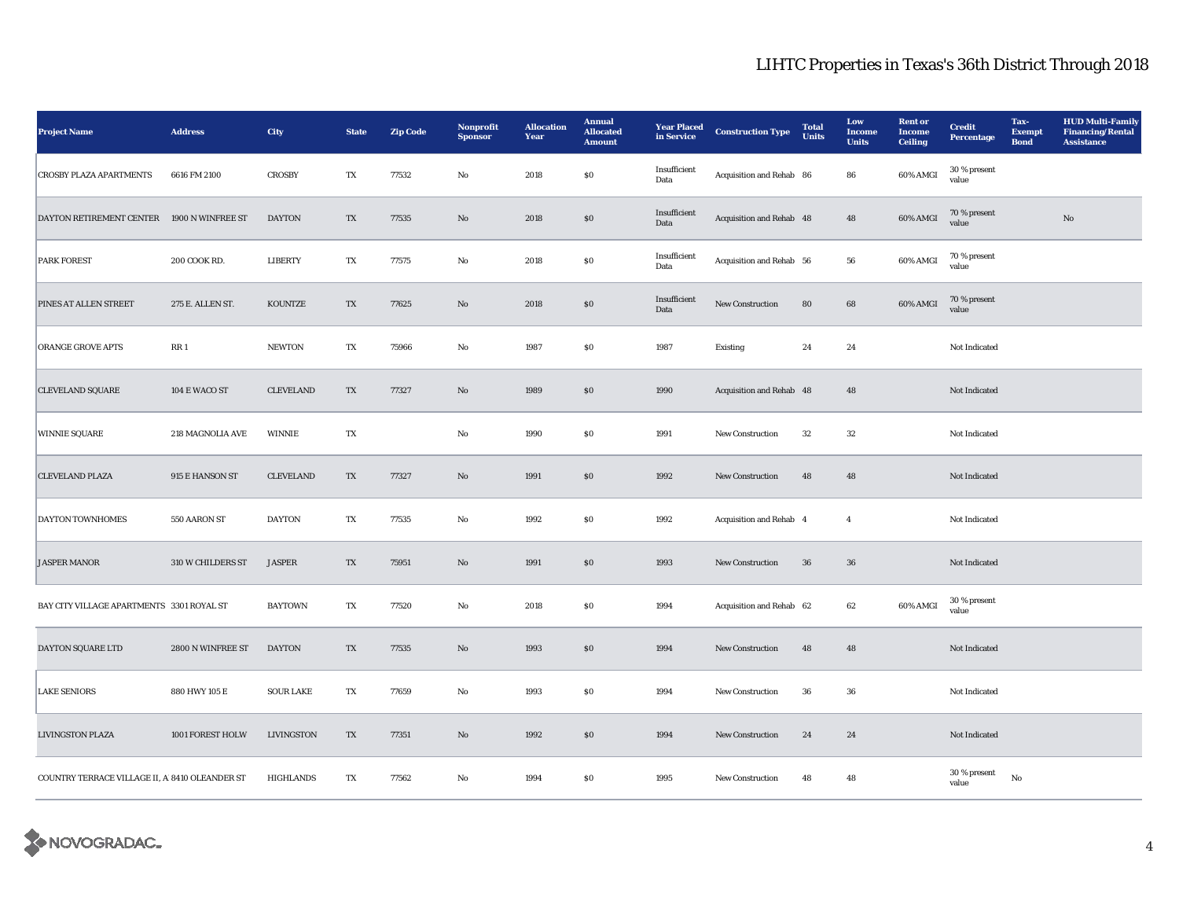## LIHTC Properties in Texas's 36th District Through 2018

| Project Name | Address | City | State | Zip Code | Nonprofit Sponsor | Allocation Year | Annual Allocated Amount | Year Placed in Service | Construction Type | Total Units | Low Income Units | Rent or Income Ceiling | Credit Percentage | Tax-Exempt Bond | HUD Multi-Family Financing/Rental Assistance |
|---|---|---|---|---|---|---|---|---|---|---|---|---|---|---|---|
| CROSBY PLAZA APARTMENTS | 6616 FM 2100 | CROSBY | TX | 77532 | No | 2018 | $0 | Insufficient Data | Acquisition and Rehab | 86 | 86 | 60% AMGI | 30 % present value | | |
| DAYTON RETIREMENT CENTER | 1900 N WINFREE ST | DAYTON | TX | 77535 | No | 2018 | $0 | Insufficient Data | Acquisition and Rehab | 48 | 48 | 60% AMGI | 70 % present value | | No |
| PARK FOREST | 200 COOK RD. | LIBERTY | TX | 77575 | No | 2018 | $0 | Insufficient Data | Acquisition and Rehab | 56 | 56 | 60% AMGI | 70 % present value | | |
| PINES AT ALLEN STREET | 275 E. ALLEN ST. | KOUNTZE | TX | 77625 | No | 2018 | $0 | Insufficient Data | New Construction | 80 | 68 | 60% AMGI | 70 % present value | | |
| ORANGE GROVE APTS | RR 1 | NEWTON | TX | 75966 | No | 1987 | $0 | 1987 | Existing | 24 | 24 | | Not Indicated | | |
| CLEVELAND SQUARE | 104 E WACO ST | CLEVELAND | TX | 77327 | No | 1989 | $0 | 1990 | Acquisition and Rehab | 48 | 48 | | Not Indicated | | |
| WINNIE SQUARE | 218 MAGNOLIA AVE | WINNIE | TX | | No | 1990 | $0 | 1991 | New Construction | 32 | 32 | | Not Indicated | | |
| CLEVELAND PLAZA | 915 E HANSON ST | CLEVELAND | TX | 77327 | No | 1991 | $0 | 1992 | New Construction | 48 | 48 | | Not Indicated | | |
| DAYTON TOWNHOMES | 550 AARON ST | DAYTON | TX | 77535 | No | 1992 | $0 | 1992 | Acquisition and Rehab | 4 | 4 | | Not Indicated | | |
| JASPER MANOR | 310 W CHILDERS ST | JASPER | TX | 75951 | No | 1991 | $0 | 1993 | New Construction | 36 | 36 | | Not Indicated | | |
| BAY CITY VILLAGE APARTMENTS | 3301 ROYAL ST | BAYTOWN | TX | 77520 | No | 2018 | $0 | 1994 | Acquisition and Rehab | 62 | 62 | 60% AMGI | 30 % present value | | |
| DAYTON SQUARE LTD | 2800 N WINFREE ST | DAYTON | TX | 77535 | No | 1993 | $0 | 1994 | New Construction | 48 | 48 | | Not Indicated | | |
| LAKE SENIORS | 880 HWY 105 E | SOUR LAKE | TX | 77659 | No | 1993 | $0 | 1994 | New Construction | 36 | 36 | | Not Indicated | | |
| LIVINGSTON PLAZA | 1001 FOREST HOLW | LIVINGSTON | TX | 77351 | No | 1992 | $0 | 1994 | New Construction | 24 | 24 | | Not Indicated | | |
| COUNTRY TERRACE VILLAGE II, A | 8410 OLEANDER ST | HIGHLANDS | TX | 77562 | No | 1994 | $0 | 1995 | New Construction | 48 | 48 | | 30 % present value | No | |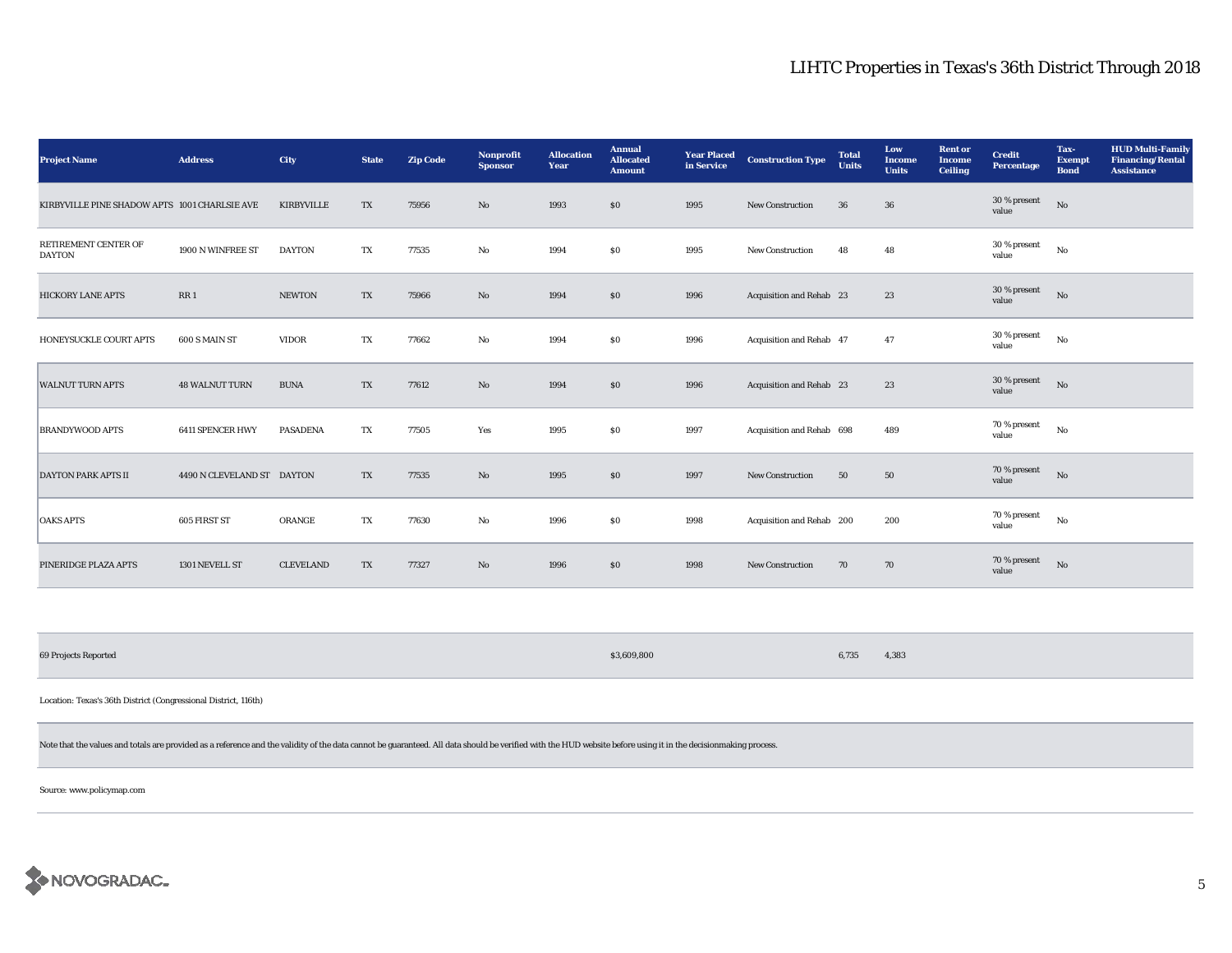# LIHTC Properties in Texas's 36th District Through 2018

| Project Name | Address | City | State | Zip Code | Nonprofit Sponsor | Allocation Year | Annual Allocated Amount | Year Placed in Service | Construction Type | Total Units | Low Income Units | Rent or Income Ceiling | Credit Percentage | Tax-Exempt Bond | HUD Multi-Family Financing/Rental Assistance |
|---|---|---|---|---|---|---|---|---|---|---|---|---|---|---|---|
| KIRBYVILLE PINE SHADOW APTS | 1001 CHARLSIE AVE | KIRBYVILLE | TX | 75956 | No | 1993 | $0 | 1995 | New Construction | 36 | 36 | | 30 % present value | No | |
| RETIREMENT CENTER OF DAYTON | 1900 N WINFREE ST | DAYTON | TX | 77535 | No | 1994 | $0 | 1995 | New Construction | 48 | 48 | | 30 % present value | No | |
| HICKORY LANE APTS | RR 1 | NEWTON | TX | 75966 | No | 1994 | $0 | 1996 | Acquisition and Rehab | 23 | 23 | | 30 % present value | No | |
| HONEYSUCKLE COURT APTS | 600 S MAIN ST | VIDOR | TX | 77662 | No | 1994 | $0 | 1996 | Acquisition and Rehab | 47 | 47 | | 30 % present value | No | |
| WALNUT TURN APTS | 48 WALNUT TURN | BUNA | TX | 77612 | No | 1994 | $0 | 1996 | Acquisition and Rehab | 23 | 23 | | 30 % present value | No | |
| BRANDYWOOD APTS | 6411 SPENCER HWY | PASADENA | TX | 77505 | Yes | 1995 | $0 | 1997 | Acquisition and Rehab | 698 | 489 | | 70 % present value | No | |
| DAYTON PARK APTS II | 4490 N CLEVELAND ST | DAYTON | TX | 77535 | No | 1995 | $0 | 1997 | New Construction | 50 | 50 | | 70 % present value | No | |
| OAKS APTS | 605 FIRST ST | ORANGE | TX | 77630 | No | 1996 | $0 | 1998 | Acquisition and Rehab | 200 | 200 | | 70 % present value | No | |
| PINERIDGE PLAZA APTS | 1301 NEVELL ST | CLEVELAND | TX | 77327 | No | 1996 | $0 | 1998 | New Construction | 70 | 70 | | 70 % present value | No | |
| | | | | | | | | | | | | | | | |
| 69 Projects Reported | | | | | | | $3,609,800 | | | 6,735 | 4,383 | | | | |

Location: Texas's 36th District (Congressional District, 116th)

Note that the values and totals are provided as a reference and the validity of the data cannot be guaranteed. All data should be verified with the HUD website before using it in the decisionmaking process.

Source: www.policymap.com